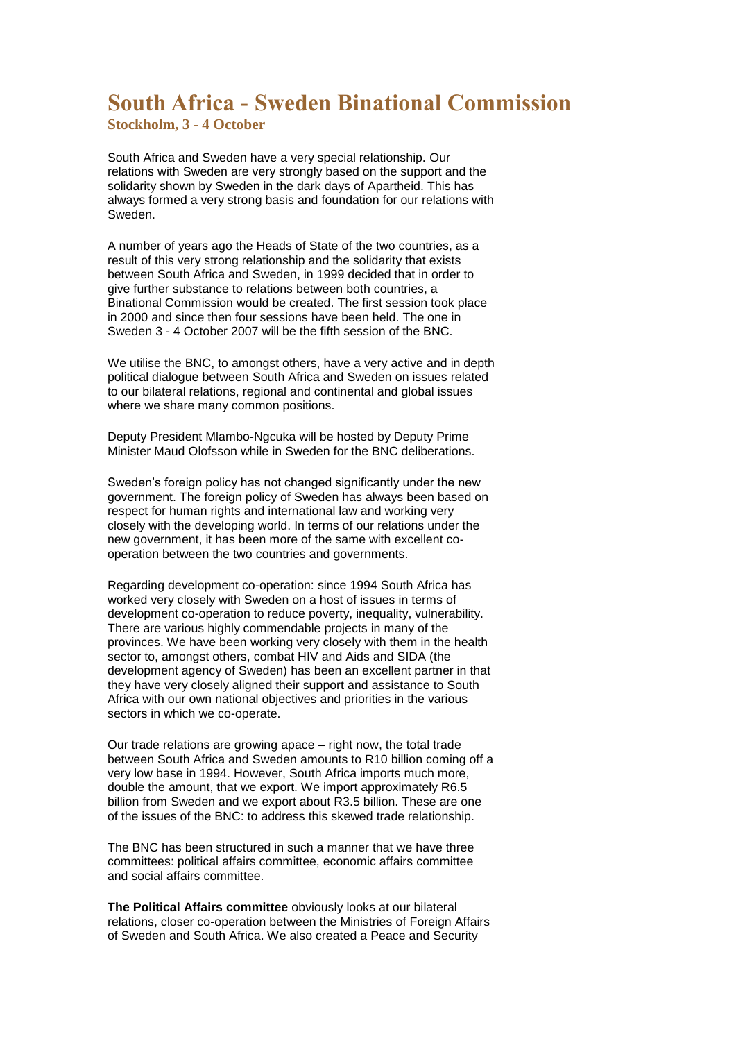# South Africa - Sweden Binational Commission

### Stockholm, 3 - 4 October

South Africa and Sweden have a very special relationship. Our relations with Sweden are very strongly based on the support and the solidarity shown by Sweden in the dark days of Apartheid. This has always formed a very strong basis and foundation for our relations with Sweden.

A number of years ago the Heads of State of the two countries, as a result of this very strong relationship and the solidarity that exists between South Africa and Sweden, in 1999 decided that in order to give further substance to relations between both countries, a Binational Commission would be created. The first session took place in 2000 and since then four sessions have been held. The one in Sweden 3 - 4 October 2007 will be the fifth session of the BNC.

We utilise the BNC, to amongst others, have a very active and in depth political dialogue between South Africa and Sweden on issues related to our bilateral relations, regional and continental and global issues where we share many common positions.

Deputy President Mlambo-Ngcuka will be hosted by Deputy Prime Minister Maud Olofsson while in Sweden for the BNC deliberations.

Sweden's foreign policy has not changed significantly under the new government. The foreign policy of Sweden has always been based on respect for human rights and international law and working very closely with the developing world. In terms of our relations under the new government, it has been more of the same with excellent co-operation between the two countries and governments.

Regarding development co-operation: since 1994 South Africa has worked very closely with Sweden on a host of issues in terms of development co-operation to reduce poverty, inequality, vulnerability. There are various highly commendable projects in many of the provinces. We have been working very closely with them in the health sector to, amongst others, combat HIV and Aids and SIDA (the development agency of Sweden) has been an excellent partner in that they have very closely aligned their support and assistance to South Africa with our own national objectives and priorities in the various sectors in which we co-operate.

Our trade relations are growing apace – right now, the total trade between South Africa and Sweden amounts to R10 billion coming off a very low base in 1994. However, South Africa imports much more, double the amount, that we export. We import approximately R6.5 billion from Sweden and we export about R3.5 billion. These are one of the issues of the BNC: to address this skewed trade relationship.

The BNC has been structured in such a manner that we have three committees: political affairs committee, economic affairs committee and social affairs committee.

**The Political Affairs committee** obviously looks at our bilateral relations, closer co-operation between the Ministries of Foreign Affairs of Sweden and South Africa. We also created a Peace and Security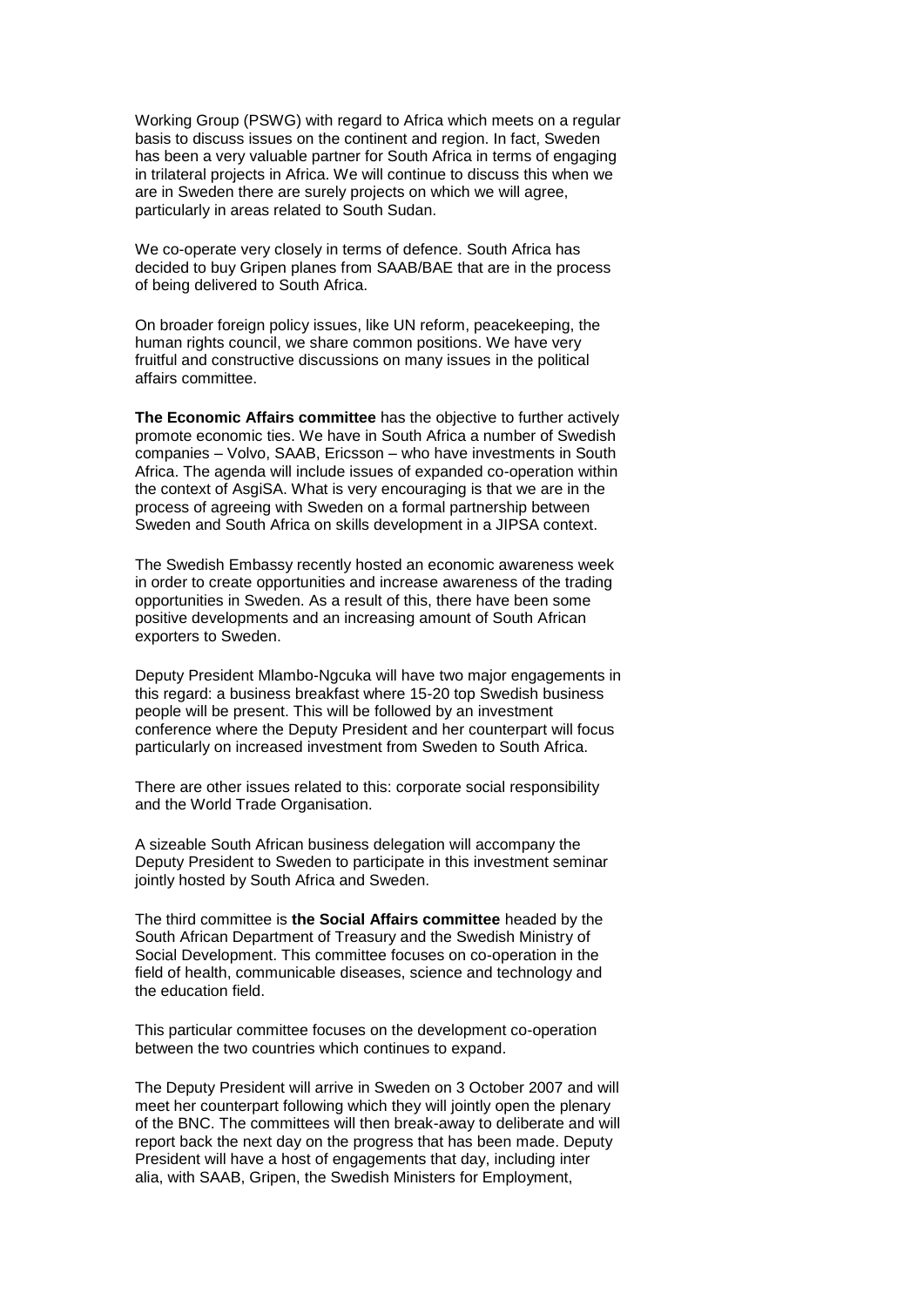Working Group (PSWG) with regard to Africa which meets on a regular basis to discuss issues on the continent and region. In fact, Sweden has been a very valuable partner for South Africa in terms of engaging in trilateral projects in Africa. We will continue to discuss this when we are in Sweden there are surely projects on which we will agree, particularly in areas related to South Sudan.

We co-operate very closely in terms of defence. South Africa has decided to buy Gripen planes from SAAB/BAE that are in the process of being delivered to South Africa.

On broader foreign policy issues, like UN reform, peacekeeping, the human rights council, we share common positions. We have very fruitful and constructive discussions on many issues in the political affairs committee.

**The Economic Affairs committee** has the objective to further actively promote economic ties. We have in South Africa a number of Swedish companies – Volvo, SAAB, Ericsson – who have investments in South Africa. The agenda will include issues of expanded co-operation within the context of AsgiSA. What is very encouraging is that we are in the process of agreeing with Sweden on a formal partnership between Sweden and South Africa on skills development in a JIPSA context.

The Swedish Embassy recently hosted an economic awareness week in order to create opportunities and increase awareness of the trading opportunities in Sweden. As a result of this, there have been some positive developments and an increasing amount of South African exporters to Sweden.

Deputy President Mlambo-Ngcuka will have two major engagements in this regard: a business breakfast where 15-20 top Swedish business people will be present. This will be followed by an investment conference where the Deputy President and her counterpart will focus particularly on increased investment from Sweden to South Africa.

There are other issues related to this: corporate social responsibility and the World Trade Organisation.

A sizeable South African business delegation will accompany the Deputy President to Sweden to participate in this investment seminar jointly hosted by South Africa and Sweden.

The third committee is **the Social Affairs committee** headed by the South African Department of Treasury and the Swedish Ministry of Social Development. This committee focuses on co-operation in the field of health, communicable diseases, science and technology and the education field.

This particular committee focuses on the development co-operation between the two countries which continues to expand.

The Deputy President will arrive in Sweden on 3 October 2007 and will meet her counterpart following which they will jointly open the plenary of the BNC. The committees will then break-away to deliberate and will report back the next day on the progress that has been made. Deputy President will have a host of engagements that day, including inter alia, with SAAB, Gripen, the Swedish Ministers for Employment,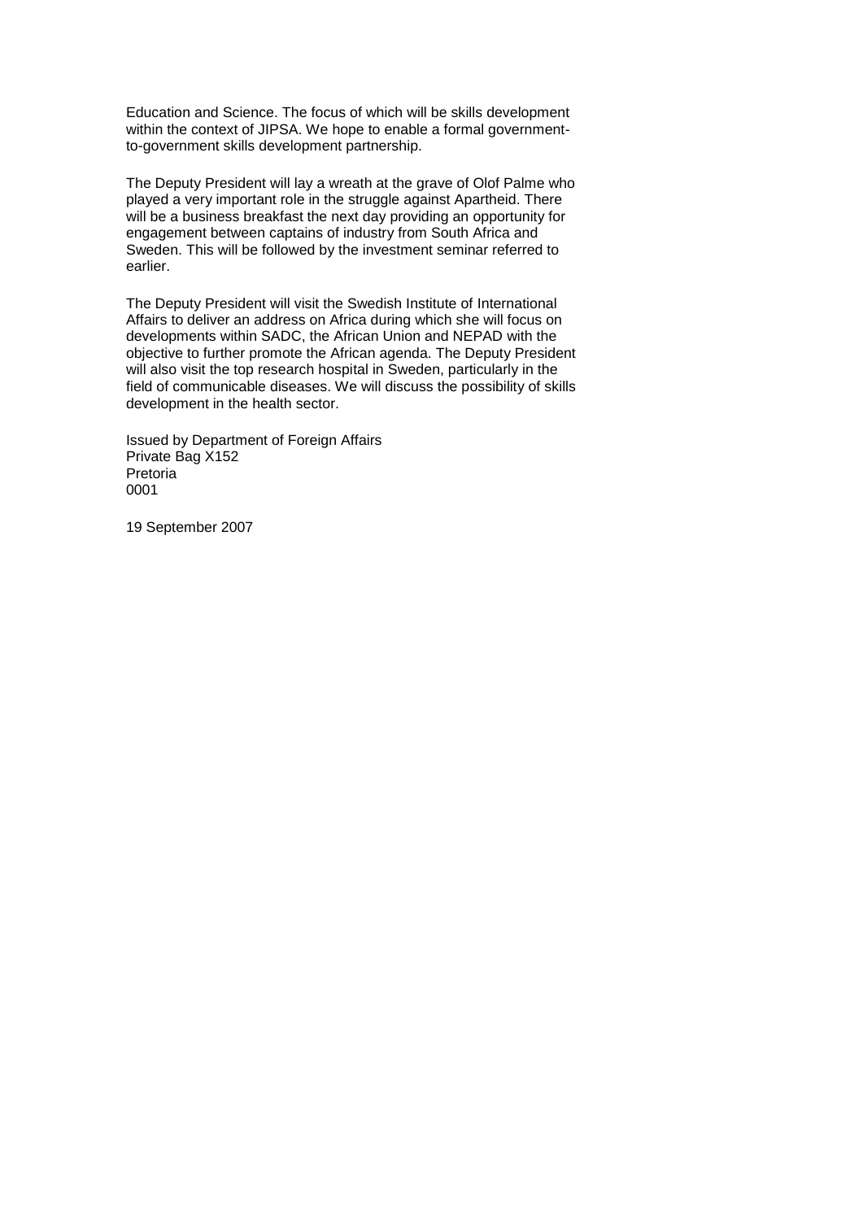Education and Science. The focus of which will be skills development within the context of JIPSA. We hope to enable a formal government-to-government skills development partnership.

The Deputy President will lay a wreath at the grave of Olof Palme who played a very important role in the struggle against Apartheid. There will be a business breakfast the next day providing an opportunity for engagement between captains of industry from South Africa and Sweden. This will be followed by the investment seminar referred to earlier.

The Deputy President will visit the Swedish Institute of International Affairs to deliver an address on Africa during which she will focus on developments within SADC, the African Union and NEPAD with the objective to further promote the African agenda. The Deputy President will also visit the top research hospital in Sweden, particularly in the field of communicable diseases. We will discuss the possibility of skills development in the health sector.

Issued by Department of Foreign Affairs
Private Bag X152
Pretoria
0001

19 September 2007